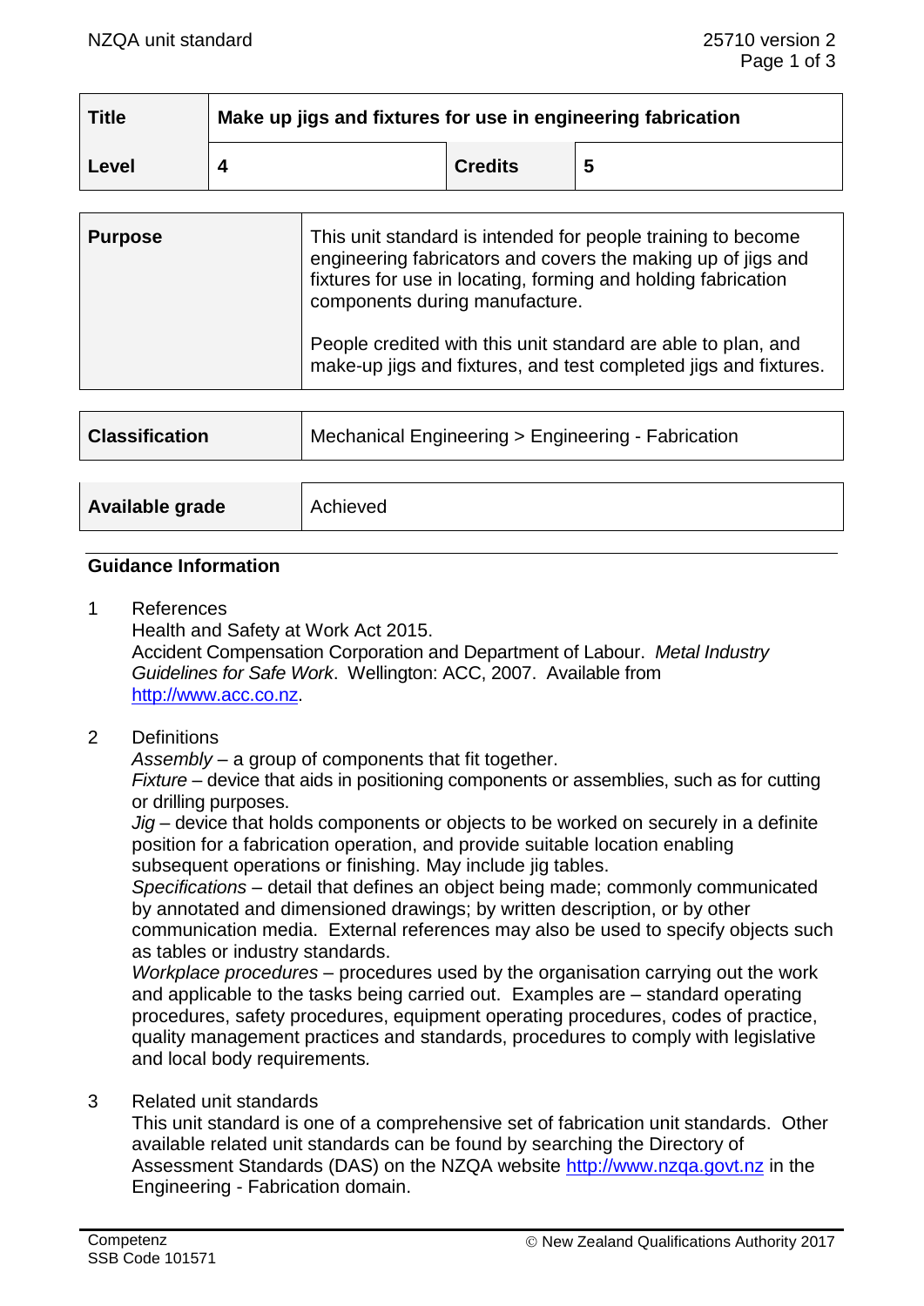| Title | Make up jigs and fixtures for use in engineering fabrication | | |
|---|---|---|---|
| Level | 4 | Credits | 5 |

| Purpose | This unit standard is intended for people training to become engineering fabricators and covers the making up of jigs and fixtures for use in locating, forming and holding fabrication components during manufacture.<br><br>People credited with this unit standard are able to plan, and make-up jigs and fixtures, and test completed jigs and fixtures. |
|---|---|

| Classification | Mechanical Engineering > Engineering - Fabrication |
|---|---|

| Available grade | Achieved |
|---|---|

## Guidance Information

1 References
Health and Safety at Work Act 2015.
Accident Compensation Corporation and Department of Labour. *Metal Industry Guidelines for Safe Work*. Wellington: ACC, 2007. Available from http://www.acc.co.nz.

2 Definitions
*Assembly* – a group of components that fit together.
*Fixture* – device that aids in positioning components or assemblies, such as for cutting or drilling purposes.
*Jig* – device that holds components or objects to be worked on securely in a definite position for a fabrication operation, and provide suitable location enabling subsequent operations or finishing. May include jig tables.
*Specifications* – detail that defines an object being made; commonly communicated by annotated and dimensioned drawings; by written description, or by other communication media. External references may also be used to specify objects such as tables or industry standards.
*Workplace procedures* – procedures used by the organisation carrying out the work and applicable to the tasks being carried out. Examples are – standard operating procedures, safety procedures, equipment operating procedures, codes of practice, quality management practices and standards, procedures to comply with legislative and local body requirements.

3 Related unit standards
This unit standard is one of a comprehensive set of fabrication unit standards. Other available related unit standards can be found by searching the Directory of Assessment Standards (DAS) on the NZQA website http://www.nzqa.govt.nz in the Engineering - Fabrication domain.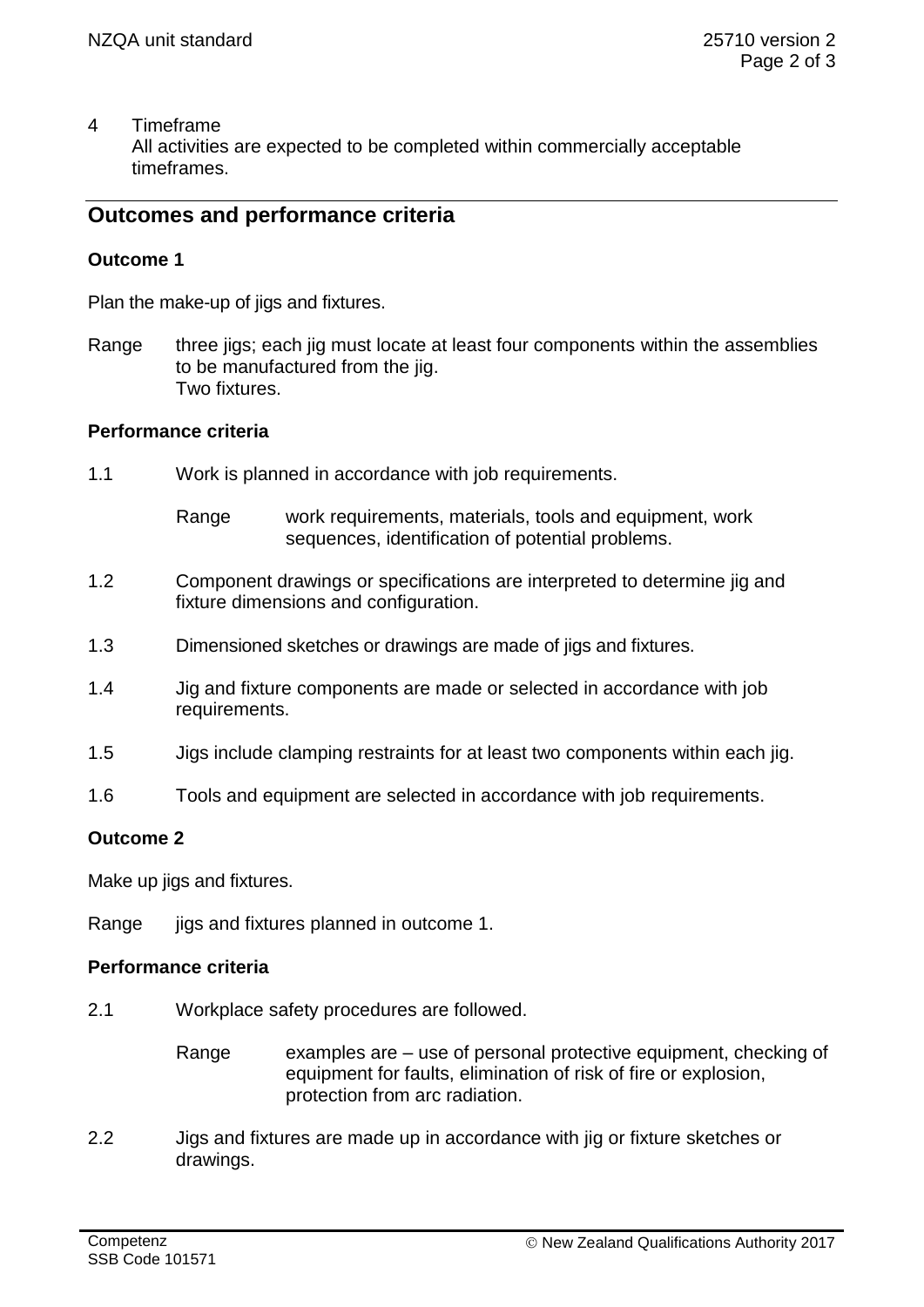4 Timeframe
All activities are expected to be completed within commercially acceptable timeframes.

## Outcomes and performance criteria

### Outcome 1

Plan the make-up of jigs and fixtures.

Range three jigs; each jig must locate at least four components within the assemblies to be manufactured from the jig.
Two fixtures.

### Performance criteria

1.1 Work is planned in accordance with job requirements.

Range work requirements, materials, tools and equipment, work sequences, identification of potential problems.

1.2 Component drawings or specifications are interpreted to determine jig and fixture dimensions and configuration.

1.3 Dimensioned sketches or drawings are made of jigs and fixtures.

1.4 Jig and fixture components are made or selected in accordance with job requirements.

1.5 Jigs include clamping restraints for at least two components within each jig.

1.6 Tools and equipment are selected in accordance with job requirements.

### Outcome 2

Make up jigs and fixtures.

Range jigs and fixtures planned in outcome 1.

### Performance criteria

2.1 Workplace safety procedures are followed.

Range examples are – use of personal protective equipment, checking of equipment for faults, elimination of risk of fire or explosion, protection from arc radiation.

2.2 Jigs and fixtures are made up in accordance with jig or fixture sketches or drawings.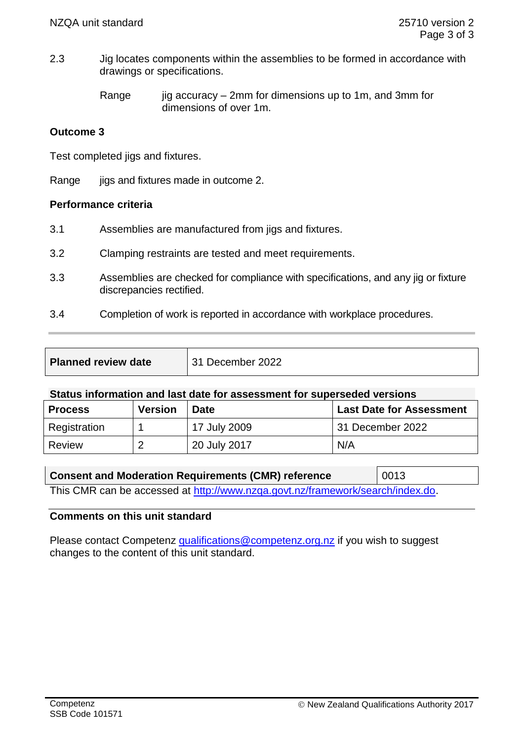2.3 Jig locates components within the assemblies to be formed in accordance with drawings or specifications.

Range jig accuracy – 2mm for dimensions up to 1m, and 3mm for dimensions of over 1m.

**Outcome 3**

Test completed jigs and fixtures.

Range jigs and fixtures made in outcome 2.

**Performance criteria**

3.1 Assemblies are manufactured from jigs and fixtures.

3.2 Clamping restraints are tested and meet requirements.

3.3 Assemblies are checked for compliance with specifications, and any jig or fixture discrepancies rectified.

3.4 Completion of work is reported in accordance with workplace procedures.

| | |
|---|---|
| **Planned review date** | 31 December 2022 |

**Status information and last date for assessment for superseded versions**

| Process | Version | Date | Last Date for Assessment |
|---|---|---|---|
| Registration | 1 | 17 July 2009 | 31 December 2022 |
| Review | 2 | 20 July 2017 | N/A |

| | |
|---|---|
| **Consent and Moderation Requirements (CMR) reference** | 0013 |

This CMR can be accessed at http://www.nzqa.govt.nz/framework/search/index.do.

**Comments on this unit standard**

Please contact Competenz qualifications@competenz.org.nz if you wish to suggest changes to the content of this unit standard.